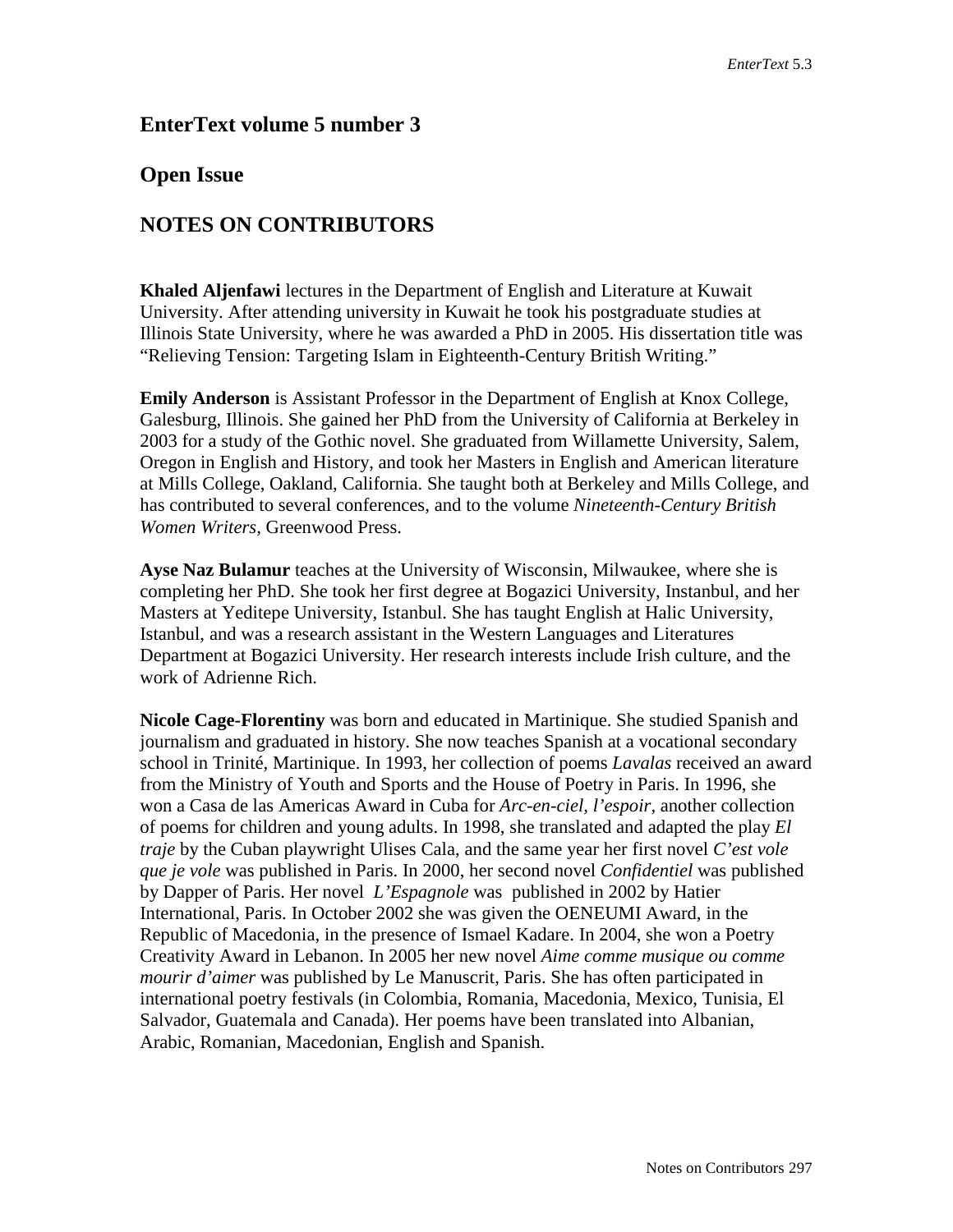## EnterText volume 5 number 3

## Open Issue

## NOTES ON CONTRIBUTORS

**Khaled Aljenfawi** lectures in the Department of English and Literature at Kuwait University. After attending university in Kuwait he took his postgraduate studies at Illinois State University, where he was awarded a PhD in 2005. His dissertation title was "Relieving Tension: Targeting Islam in Eighteenth-Century British Writing."

**Emily Anderson** is Assistant Professor in the Department of English at Knox College, Galesburg, Illinois. She gained her PhD from the University of California at Berkeley in 2003 for a study of the Gothic novel. She graduated from Willamette University, Salem, Oregon in English and History, and took her Masters in English and American literature at Mills College, Oakland, California. She taught both at Berkeley and Mills College, and has contributed to several conferences, and to the volume *Nineteenth-Century British Women Writers,* Greenwood Press.

**Ayse Naz Bulamur** teaches at the University of Wisconsin, Milwaukee, where she is completing her PhD. She took her first degree at Bogazici University, Instanbul, and her Masters at Yeditepe University, Istanbul. She has taught English at Halic University, Istanbul, and was a research assistant in the Western Languages and Literatures Department at Bogazici University. Her research interests include Irish culture, and the work of Adrienne Rich.

**Nicole Cage-Florentiny** was born and educated in Martinique. She studied Spanish and journalism and graduated in history. She now teaches Spanish at a vocational secondary school in Trinité, Martinique. In 1993, her collection of poems *Lavalas* received an award from the Ministry of Youth and Sports and the House of Poetry in Paris. In 1996, she won a Casa de las Americas Award in Cuba for *Arc-en-ciel, l'espoir*, another collection of poems for children and young adults. In 1998, she translated and adapted the play *El traje* by the Cuban playwright Ulises Cala, and the same year her first novel *C'est vole que je vole* was published in Paris. In 2000, her second novel *Confidentiel* was published by Dapper of Paris. Her novel *L'Espagnole* was published in 2002 by Hatier International, Paris. In October 2002 she was given the OENEUMI Award, in the Republic of Macedonia, in the presence of Ismael Kadare. In 2004, she won a Poetry Creativity Award in Lebanon. In 2005 her new novel *Aime comme musique ou comme mourir d'aimer* was published by Le Manuscrit, Paris. She has often participated in international poetry festivals (in Colombia, Romania, Macedonia, Mexico, Tunisia, El Salvador, Guatemala and Canada). Her poems have been translated into Albanian, Arabic, Romanian, Macedonian, English and Spanish.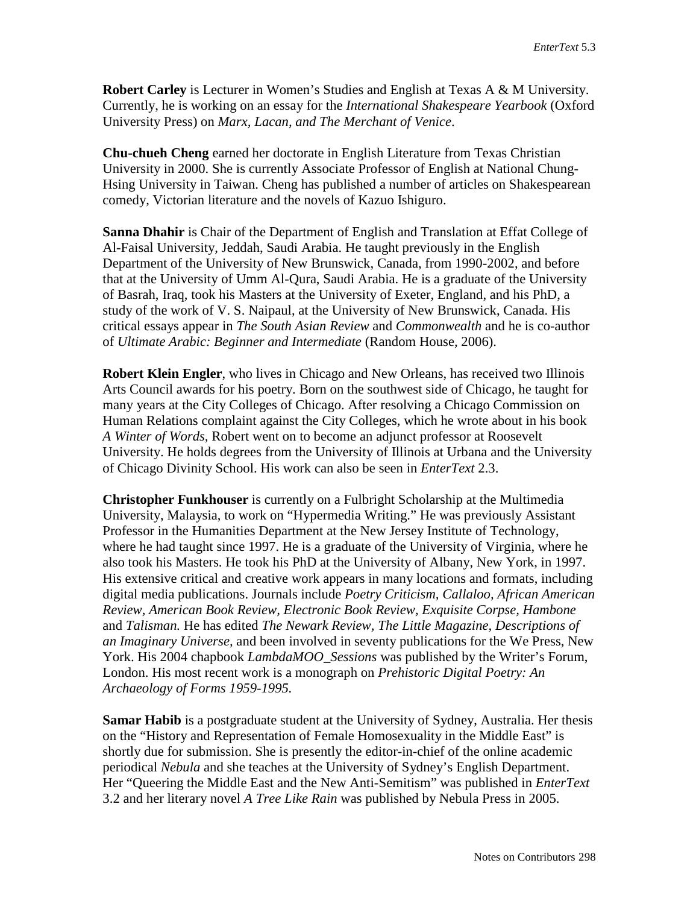**Robert Carley** is Lecturer in Women's Studies and English at Texas A & M University. Currently, he is working on an essay for the *International Shakespeare Yearbook* (Oxford University Press) on *Marx, Lacan, and The Merchant of Venice*.

**Chu-chueh Cheng** earned her doctorate in English Literature from Texas Christian University in 2000. She is currently Associate Professor of English at National Chung-Hsing University in Taiwan. Cheng has published a number of articles on Shakespearean comedy, Victorian literature and the novels of Kazuo Ishiguro.

**Sanna Dhahir** is Chair of the Department of English and Translation at Effat College of Al-Faisal University, Jeddah, Saudi Arabia. He taught previously in the English Department of the University of New Brunswick, Canada, from 1990-2002, and before that at the University of Umm Al-Qura, Saudi Arabia. He is a graduate of the University of Basrah, Iraq, took his Masters at the University of Exeter, England, and his PhD, a study of the work of V. S. Naipaul, at the University of New Brunswick, Canada. His critical essays appear in *The South Asian Review* and *Commonwealth* and he is co-author of *Ultimate Arabic: Beginner and Intermediate* (Random House, 2006).

**Robert Klein Engler**, who lives in Chicago and New Orleans, has received two Illinois Arts Council awards for his poetry. Born on the southwest side of Chicago, he taught for many years at the City Colleges of Chicago. After resolving a Chicago Commission on Human Relations complaint against the City Colleges, which he wrote about in his book *A Winter of Words,* Robert went on to become an adjunct professor at Roosevelt University. He holds degrees from the University of Illinois at Urbana and the University of Chicago Divinity School. His work can also be seen in *EnterText* 2.3.

**Christopher Funkhouser** is currently on a Fulbright Scholarship at the Multimedia University, Malaysia, to work on "Hypermedia Writing." He was previously Assistant Professor in the Humanities Department at the New Jersey Institute of Technology, where he had taught since 1997. He is a graduate of the University of Virginia, where he also took his Masters. He took his PhD at the University of Albany, New York, in 1997. His extensive critical and creative work appears in many locations and formats, including digital media publications. Journals include *Poetry Criticism, Callaloo, African American Review, American Book Review, Electronic Book Review, Exquisite Corpse, Hambone* and *Talisman.* He has edited *The Newark Review, The Little Magazine, Descriptions of an Imaginary Universe,* and been involved in seventy publications for the We Press, New York. His 2004 chapbook *LambdaMOO_Sessions* was published by the Writer's Forum, London. His most recent work is a monograph on *Prehistoric Digital Poetry: An Archaeology of Forms 1959-1995.*

**Samar Habib** is a postgraduate student at the University of Sydney, Australia. Her thesis on the "History and Representation of Female Homosexuality in the Middle East" is shortly due for submission. She is presently the editor-in-chief of the online academic periodical *Nebula* and she teaches at the University of Sydney's English Department. Her "Queering the Middle East and the New Anti-Semitism" was published in *EnterText* 3.2 and her literary novel *A Tree Like Rain* was published by Nebula Press in 2005.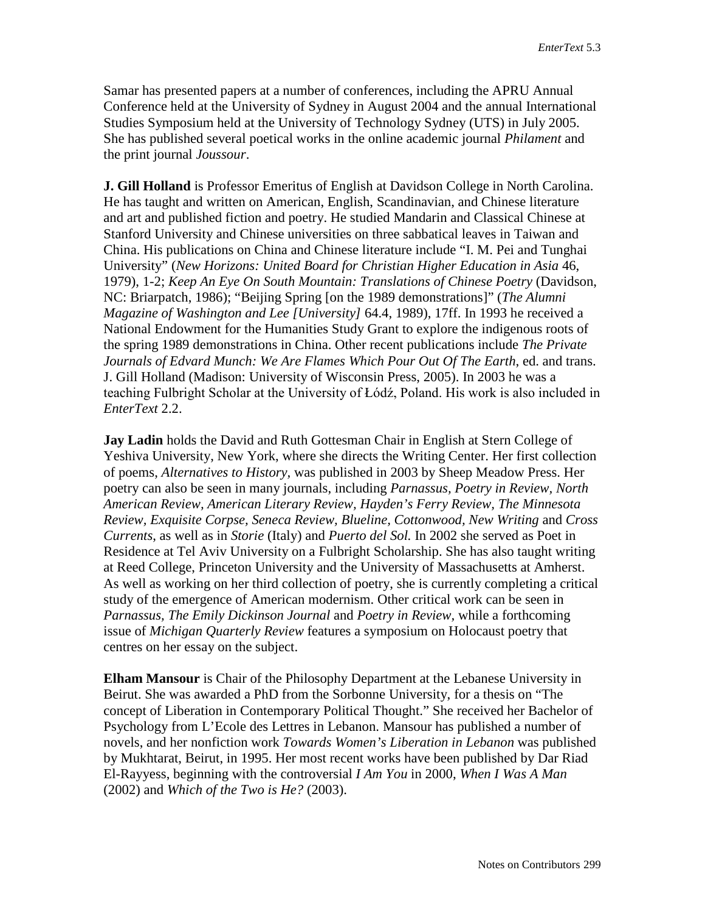Samar has presented papers at a number of conferences, including the APRU Annual Conference held at the University of Sydney in August 2004 and the annual International Studies Symposium held at the University of Technology Sydney (UTS) in July 2005. She has published several poetical works in the online academic journal *Philament* and the print journal *Joussour*.

**J. Gill Holland** is Professor Emeritus of English at Davidson College in North Carolina. He has taught and written on American, English, Scandinavian, and Chinese literature and art and published fiction and poetry. He studied Mandarin and Classical Chinese at Stanford University and Chinese universities on three sabbatical leaves in Taiwan and China. His publications on China and Chinese literature include "I. M. Pei and Tunghai University" (*New Horizons: United Board for Christian Higher Education in Asia* 46, 1979), 1-2; *Keep An Eye On South Mountain: Translations of Chinese Poetry* (Davidson, NC: Briarpatch, 1986); "Beijing Spring [on the 1989 demonstrations]" (*The Alumni Magazine of Washington and Lee [University]* 64.4, 1989), 17ff. In 1993 he received a National Endowment for the Humanities Study Grant to explore the indigenous roots of the spring 1989 demonstrations in China. Other recent publications include *The Private Journals of Edvard Munch: We Are Flames Which Pour Out Of The Earth*, ed. and trans. J. Gill Holland (Madison: University of Wisconsin Press, 2005). In 2003 he was a teaching Fulbright Scholar at the University of Łódź, Poland. His work is also included in *EnterText* 2.2.

**Jay Ladin** holds the David and Ruth Gottesman Chair in English at Stern College of Yeshiva University, New York, where she directs the Writing Center. Her first collection of poems, *Alternatives to History,* was published in 2003 by Sheep Meadow Press. Her poetry can also be seen in many journals, including *Parnassus, Poetry in Review, North American Review, American Literary Review, Hayden's Ferry Review, The Minnesota Review, Exquisite Corpse, Seneca Review, Blueline, Cottonwood, New Writing* and *Cross Currents,* as well as in *Storie* (Italy) and *Puerto del Sol.* In 2002 she served as Poet in Residence at Tel Aviv University on a Fulbright Scholarship. She has also taught writing at Reed College, Princeton University and the University of Massachusetts at Amherst. As well as working on her third collection of poetry, she is currently completing a critical study of the emergence of American modernism. Other critical work can be seen in *Parnassus, The Emily Dickinson Journal* and *Poetry in Review,* while a forthcoming issue of *Michigan Quarterly Review* features a symposium on Holocaust poetry that centres on her essay on the subject.

**Elham Mansour** is Chair of the Philosophy Department at the Lebanese University in Beirut. She was awarded a PhD from the Sorbonne University, for a thesis on "The concept of Liberation in Contemporary Political Thought." She received her Bachelor of Psychology from L'Ecole des Lettres in Lebanon. Mansour has published a number of novels, and her nonfiction work *Towards Women's Liberation in Lebanon* was published by Mukhtarat, Beirut, in 1995. Her most recent works have been published by Dar Riad El-Rayyess, beginning with the controversial *I Am You* in 2000, *When I Was A Man* (2002) and *Which of the Two is He?* (2003).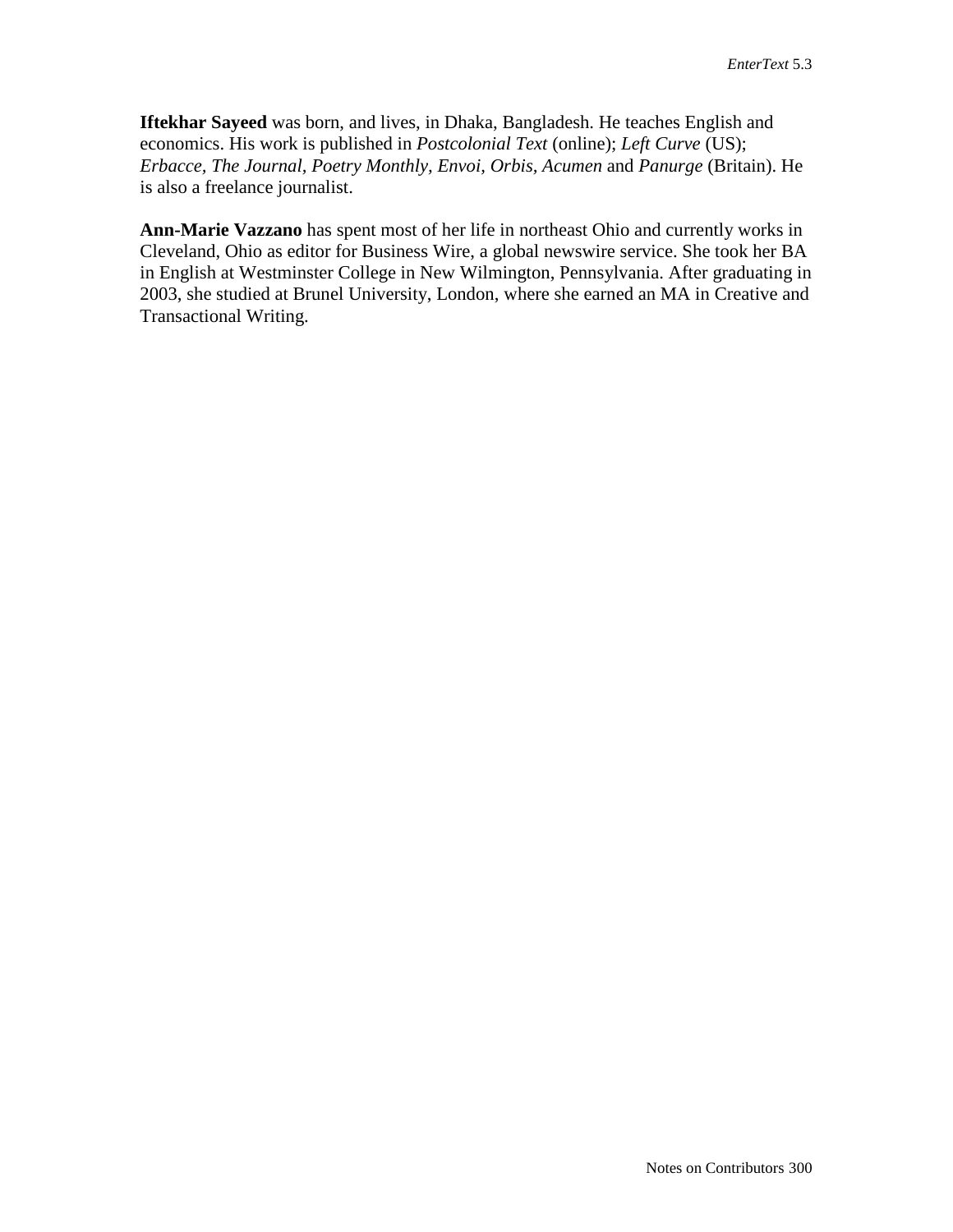**Iftekhar Sayeed** was born, and lives, in Dhaka, Bangladesh. He teaches English and economics. His work is published in *Postcolonial Text* (online); *Left Curve* (US); *Erbacce*, *The Journal*, *Poetry Monthly*, *Envoi*, *Orbis*, *Acumen* and *Panurge* (Britain). He is also a freelance journalist.

**Ann-Marie Vazzano** has spent most of her life in northeast Ohio and currently works in Cleveland, Ohio as editor for Business Wire, a global newswire service. She took her BA in English at Westminster College in New Wilmington, Pennsylvania. After graduating in 2003, she studied at Brunel University, London, where she earned an MA in Creative and Transactional Writing.